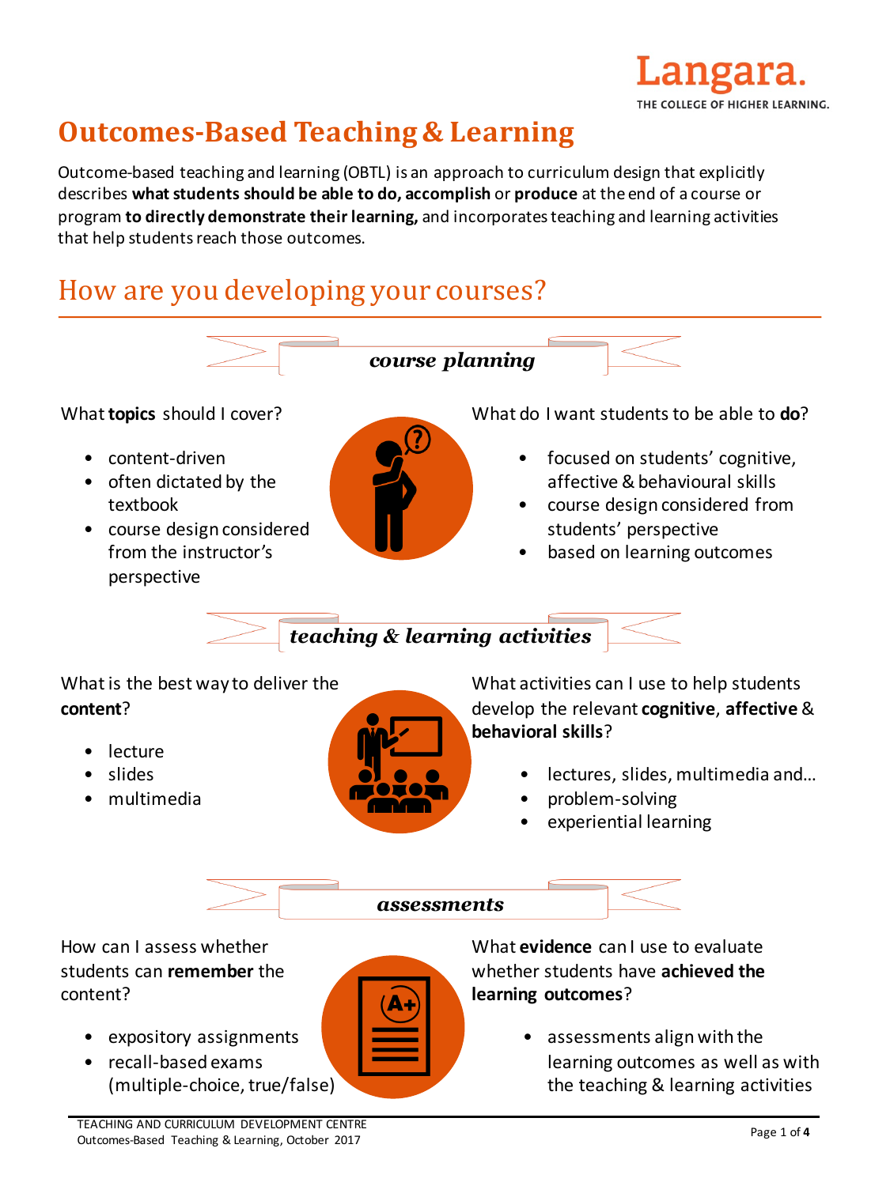# Outcomes-Based Teaching & Learning

Outcome-based teaching and learning (OBTL) is an approach to curriculum design that explicitly describes **what students should be able to do, accomplish** or **produce** at the end of a course or program **to directly demonstrate their learning,** and incorporates teaching and learning activities that help students reach those outcomes.

## How are you developing your courses?

### *course planning*

What **topics** should I cover?

- content-driven
- often dictated by the textbook
- course design considered from the instructor's perspective

What do I want students to be able to **do**?

- focused on students' cognitive, affective & behavioural skills
- course design considered from students' perspective
- based on learning outcomes

### *teaching & learning activities*

What is the best way to deliver the **content**?

- lecture
- slides
- multimedia

What activities can I use to help students develop the relevant **cognitive**, **affective** & **behavioral skills**?

- lectures, slides, multimedia and…
- problem-solving
- experiential learning

### *assessments*

How can I assess whether students can **remember** the content?

- expository assignments
- recall-based exams (multiple-choice, true/false)

What **evidence** can I use to evaluate whether students have **achieved the learning outcomes**?

- assessments align with the learning outcomes as well as with the teaching & learning activities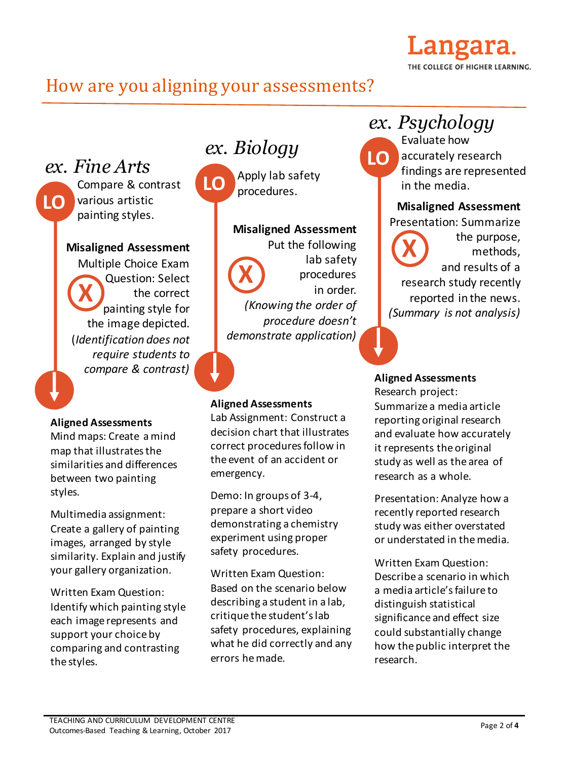# How are you aligning your assessments?

## ex. Fine Arts

**LO** Compare & contrast various artistic painting styles.

**Misaligned Assessment**

Multiple Choice Exam Question: Select the correct painting style for the image depicted.

(*Identification does not require students to compare & contrast)*

**Aligned Assessments**

Mind maps: Create a mind map that illustrates the similarities and differences between two painting styles.

Multimedia assignment: Create a gallery of painting images, arranged by style similarity. Explain and justify your gallery organization.

Written Exam Question: Identify which painting style each image represents and support your choice by comparing and contrasting the styles.

## ex. Biology

**LO** Apply lab safety procedures.

**Misaligned Assessment**

Put the following lab safety procedures in order.

*(Knowing the order of procedure doesn't demonstrate application)*

**Aligned Assessments**

Lab Assignment: Construct a decision chart that illustrates correct procedures follow in the event of an accident or emergency.

Demo: In groups of 3-4, prepare a short video demonstrating a chemistry experiment using proper safety procedures.

Written Exam Question: Based on the scenario below describing a student in a lab, critique the student's lab safety procedures, explaining what he did correctly and any errors he made.

## ex. Psychology

**LO** Evaluate how accurately research findings are represented in the media.

**Misaligned Assessment**

Presentation: Summarize the purpose, methods, and results of a research study recently reported in the news.

*(Summary is not analysis)*

**Aligned Assessments**

Research project: Summarize a media article reporting original research and evaluate how accurately it represents the original study as well as the area of research as a whole.

Presentation: Analyze how a recently reported research study was either overstated or understated in the media.

Written Exam Question: Describe a scenario in which a media article's failure to distinguish statistical significance and effect size could substantially change how the public interpret the research.

TEACHING AND CURRICULUM DEVELOPMENT CENTRE
Outcomes-Based Teaching & Learning, October 2017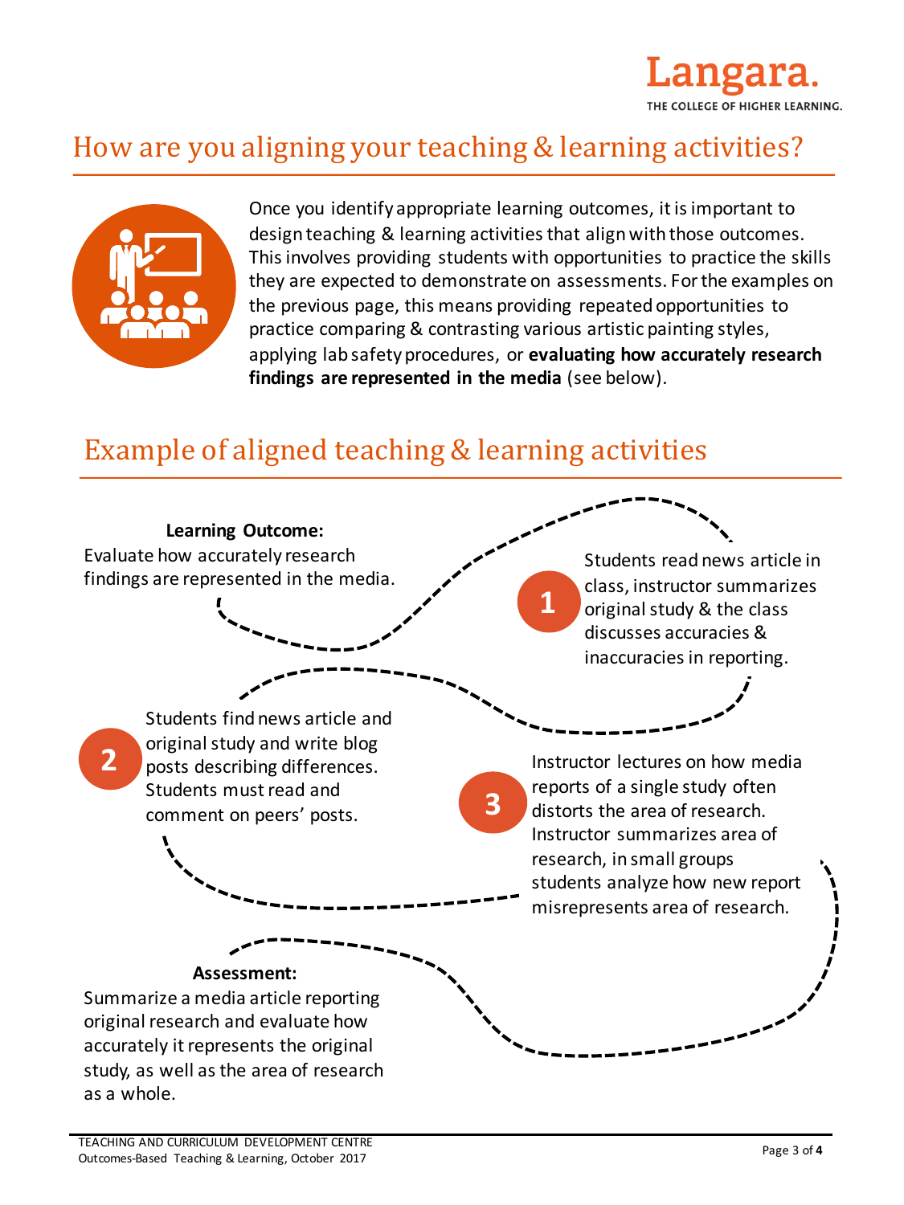## How are you aligning your teaching & learning activities?

Once you identify appropriate learning outcomes, it is important to design teaching & learning activities that align with those outcomes. This involves providing students with opportunities to practice the skills they are expected to demonstrate on assessments. For the examples on the previous page, this means providing repeated opportunities to practice comparing & contrasting various artistic painting styles, applying lab safety procedures, or **evaluating how accurately research findings are represented in the media** (see below).

## Example of aligned teaching & learning activities

**Learning Outcome:**
Evaluate how accurately research findings are represented in the media.

1. Students read news article in class, instructor summarizes original study & the class discusses accuracies & inaccuracies in reporting.

2. Students find news article and original study and write blog posts describing differences. Students must read and comment on peers' posts.

3. Instructor lectures on how media reports of a single study often distorts the area of research. Instructor summarizes area of research, in small groups students analyze how new report misrepresents area of research.

**Assessment:**
Summarize a media article reporting original research and evaluate how accurately it represents the original study, as well as the area of research as a whole.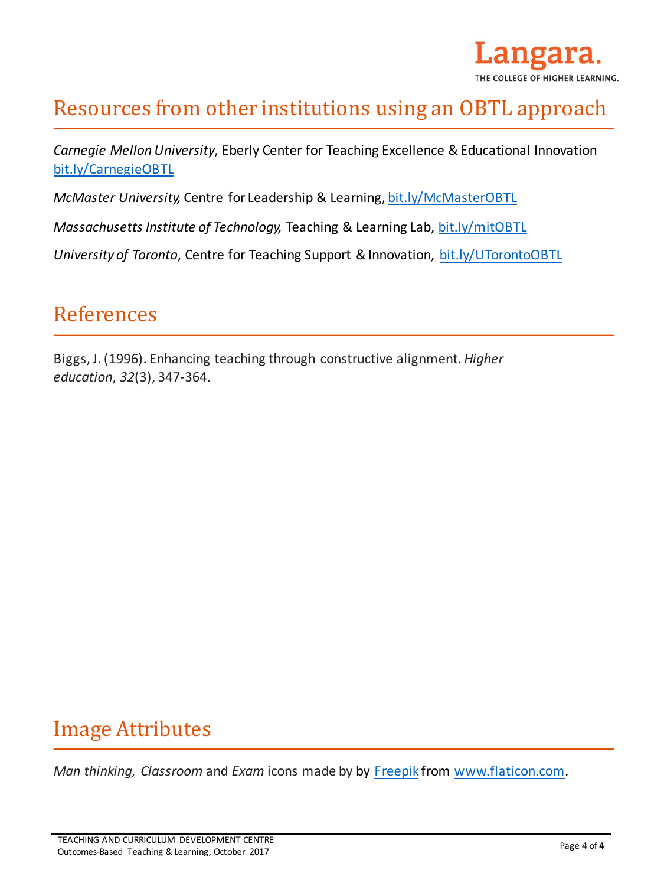## Resources from other institutions using an OBTL approach

*Carnegie Mellon University*, Eberly Center for Teaching Excellence & Educational Innovation bit.ly/CarnegieOBTL

*McMaster University,* Centre for Leadership & Learning, bit.ly/McMasterOBTL

*Massachusetts Institute of Technology,* Teaching & Learning Lab, bit.ly/mitOBTL

*University of Toronto*, Centre for Teaching Support & Innovation, bit.ly/UTorontoOBTL

## References

Biggs, J. (1996). Enhancing teaching through constructive alignment. *Higher education*, *32*(3), 347-364.

## Image Attributes

*Man thinking, Classroom* and *Exam* icons made by by Freepik from www.flaticon.com.